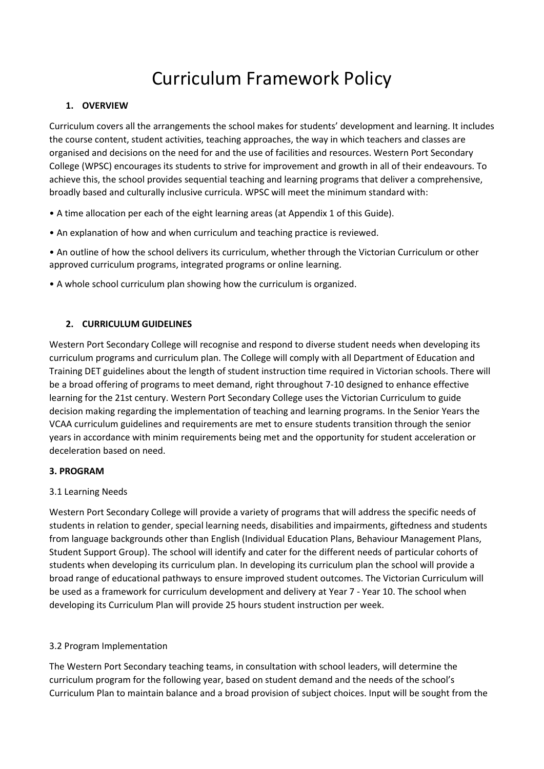# Curriculum Framework Policy

## 1. OVERVIEW

Curriculum covers all the arrangements the school makes for students' development and learning. It includes the course content, student activities, teaching approaches, the way in which teachers and classes are organised and decisions on the need for and the use of facilities and resources. Western Port Secondary College (WPSC) encourages its students to strive for improvement and growth in all of their endeavours. To achieve this, the school provides sequential teaching and learning programs that deliver a comprehensive, broadly based and culturally inclusive curricula. WPSC will meet the minimum standard with:

- A time allocation per each of the eight learning areas (at Appendix 1 of this Guide).
- An explanation of how and when curriculum and teaching practice is reviewed.
- An outline of how the school delivers its curriculum, whether through the Victorian Curriculum or other approved curriculum programs, integrated programs or online learning.
- A whole school curriculum plan showing how the curriculum is organized.

## 2. CURRICULUM GUIDELINES

Western Port Secondary College will recognise and respond to diverse student needs when developing its curriculum programs and curriculum plan. The College will comply with all Department of Education and Training DET guidelines about the length of student instruction time required in Victorian schools. There will be a broad offering of programs to meet demand, right throughout 7-10 designed to enhance effective learning for the 21st century. Western Port Secondary College uses the Victorian Curriculum to guide decision making regarding the implementation of teaching and learning programs. In the Senior Years the VCAA curriculum guidelines and requirements are met to ensure students transition through the senior years in accordance with minim requirements being met and the opportunity for student acceleration or deceleration based on need.

## 3. PROGRAM

### 3.1 Learning Needs

Western Port Secondary College will provide a variety of programs that will address the specific needs of students in relation to gender, special learning needs, disabilities and impairments, giftedness and students from language backgrounds other than English (Individual Education Plans, Behaviour Management Plans, Student Support Group). The school will identify and cater for the different needs of particular cohorts of students when developing its curriculum plan. In developing its curriculum plan the school will provide a broad range of educational pathways to ensure improved student outcomes. The Victorian Curriculum will be used as a framework for curriculum development and delivery at Year 7 - Year 10. The school when developing its Curriculum Plan will provide 25 hours student instruction per week.

### 3.2 Program Implementation

The Western Port Secondary teaching teams, in consultation with school leaders, will determine the curriculum program for the following year, based on student demand and the needs of the school's Curriculum Plan to maintain balance and a broad provision of subject choices. Input will be sought from the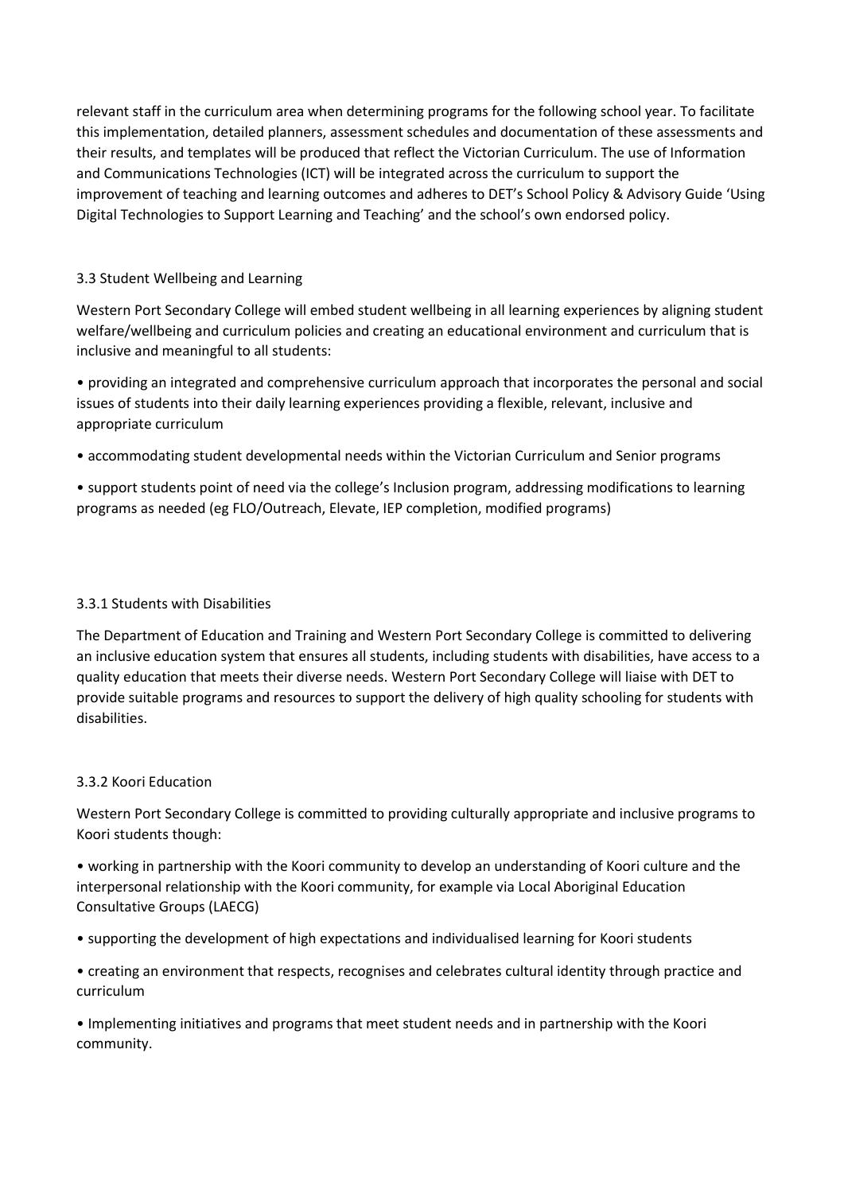relevant staff in the curriculum area when determining programs for the following school year. To facilitate this implementation, detailed planners, assessment schedules and documentation of these assessments and their results, and templates will be produced that reflect the Victorian Curriculum. The use of Information and Communications Technologies (ICT) will be integrated across the curriculum to support the improvement of teaching and learning outcomes and adheres to DET's School Policy & Advisory Guide 'Using Digital Technologies to Support Learning and Teaching' and the school's own endorsed policy.

### 3.3 Student Wellbeing and Learning

Western Port Secondary College will embed student wellbeing in all learning experiences by aligning student welfare/wellbeing and curriculum policies and creating an educational environment and curriculum that is inclusive and meaningful to all students:

- providing an integrated and comprehensive curriculum approach that incorporates the personal and social issues of students into their daily learning experiences providing a flexible, relevant, inclusive and appropriate curriculum
- accommodating student developmental needs within the Victorian Curriculum and Senior programs
- support students point of need via the college's Inclusion program, addressing modifications to learning programs as needed (eg FLO/Outreach, Elevate, IEP completion, modified programs)

#### 3.3.1 Students with Disabilities

The Department of Education and Training and Western Port Secondary College is committed to delivering an inclusive education system that ensures all students, including students with disabilities, have access to a quality education that meets their diverse needs. Western Port Secondary College will liaise with DET to provide suitable programs and resources to support the delivery of high quality schooling for students with disabilities.

#### 3.3.2 Koori Education

Western Port Secondary College is committed to providing culturally appropriate and inclusive programs to Koori students though:

- working in partnership with the Koori community to develop an understanding of Koori culture and the interpersonal relationship with the Koori community, for example via Local Aboriginal Education Consultative Groups (LAECG)
- supporting the development of high expectations and individualised learning for Koori students
- creating an environment that respects, recognises and celebrates cultural identity through practice and curriculum
- Implementing initiatives and programs that meet student needs and in partnership with the Koori community.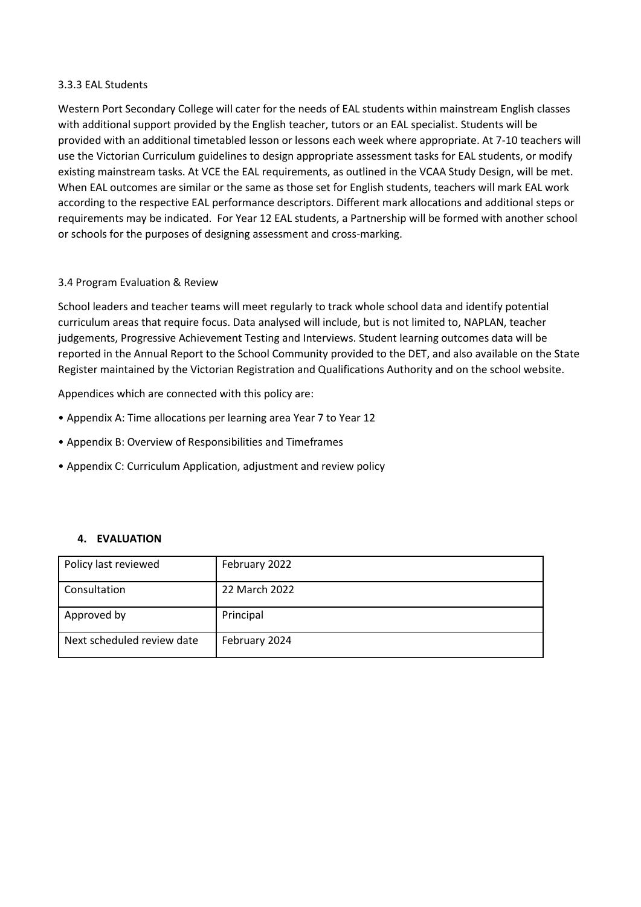3.3.3 EAL Students

Western Port Secondary College will cater for the needs of EAL students within mainstream English classes with additional support provided by the English teacher, tutors or an EAL specialist. Students will be provided with an additional timetabled lesson or lessons each week where appropriate. At 7-10 teachers will use the Victorian Curriculum guidelines to design appropriate assessment tasks for EAL students, or modify existing mainstream tasks. At VCE the EAL requirements, as outlined in the VCAA Study Design, will be met. When EAL outcomes are similar or the same as those set for English students, teachers will mark EAL work according to the respective EAL performance descriptors. Different mark allocations and additional steps or requirements may be indicated. For Year 12 EAL students, a Partnership will be formed with another school or schools for the purposes of designing assessment and cross-marking.

3.4 Program Evaluation & Review

School leaders and teacher teams will meet regularly to track whole school data and identify potential curriculum areas that require focus. Data analysed will include, but is not limited to, NAPLAN, teacher judgements, Progressive Achievement Testing and Interviews. Student learning outcomes data will be reported in the Annual Report to the School Community provided to the DET, and also available on the State Register maintained by the Victorian Registration and Qualifications Authority and on the school website.

Appendices which are connected with this policy are:

- Appendix A: Time allocations per learning area Year 7 to Year 12
- Appendix B: Overview of Responsibilities and Timeframes
- Appendix C: Curriculum Application, adjustment and review policy

## 4. EVALUATION

| Policy last reviewed | February 2022 |
|---|---|
| Consultation | 22 March 2022 |
| Approved by | Principal |
| Next scheduled review date | February 2024 |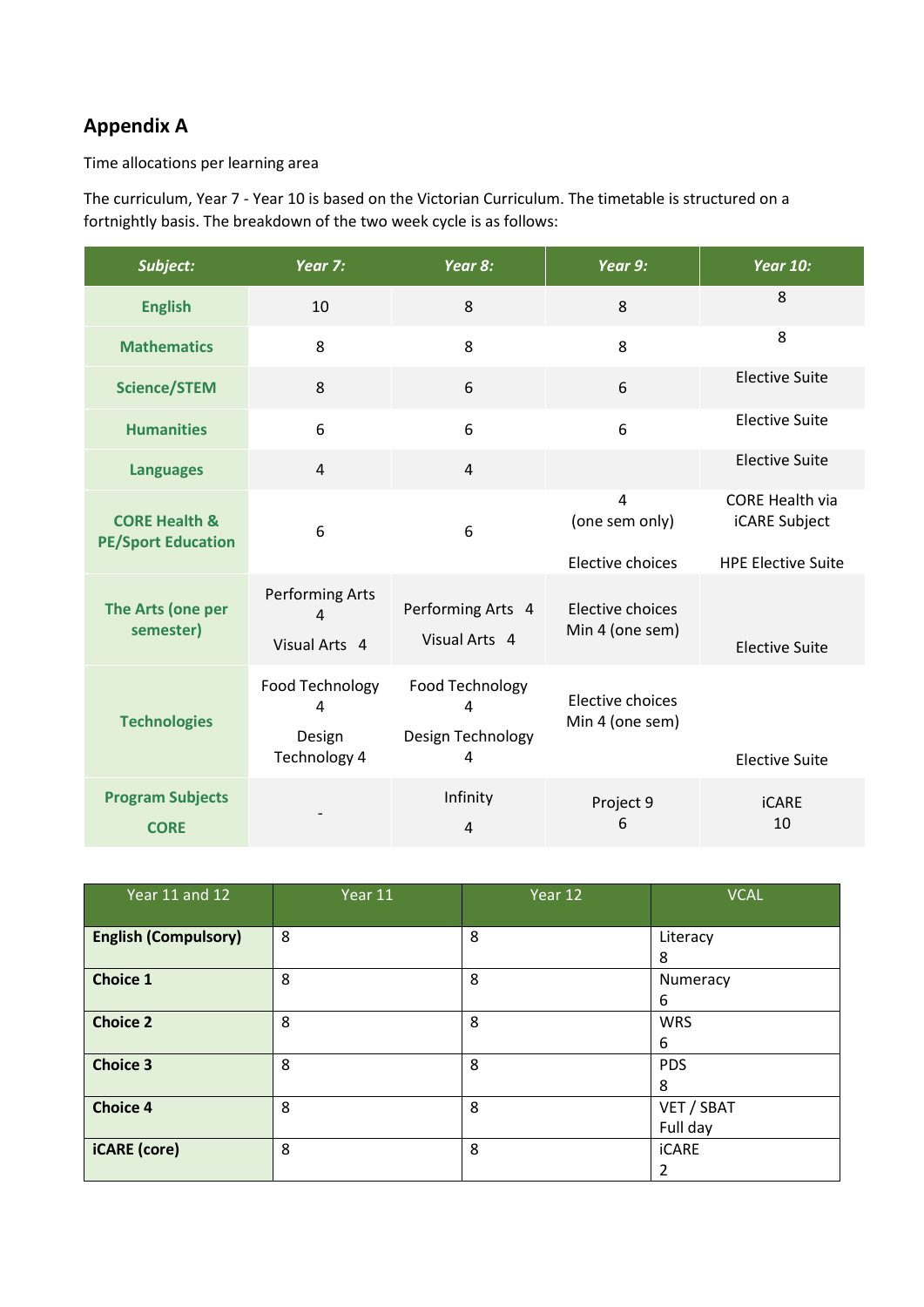## Appendix A

Time allocations per learning area

The curriculum, Year 7 - Year 10 is based on the Victorian Curriculum. The timetable is structured on a fortnightly basis. The breakdown of the two week cycle is as follows:

| *Subject:* | *Year 7:* | *Year 8:* | *Year 9:* | *Year 10:* |
|---|---|---|---|---|
| English | 10 | 8 | 8 | 8 |
| Mathematics | 8 | 8 | 8 | 8 |
| Science/STEM | 8 | 6 | 6 | Elective Suite |
| Humanities | 6 | 6 | 6 | Elective Suite |
| Languages | 4 | 4 | | Elective Suite |
| CORE Health & PE/Sport Education | 6 | 6 | 4 (one sem only) Elective choices | CORE Health via iCARE Subject HPE Elective Suite |
| The Arts (one per semester) | Performing Arts 4 Visual Arts 4 | Performing Arts 4 Visual Arts 4 | Elective choices Min 4 (one sem) | Elective Suite |
| Technologies | Food Technology 4 Design Technology 4 | Food Technology 4 Design Technology 4 | Elective choices Min 4 (one sem) | Elective Suite |
| Program Subjects CORE | - | Infinity 4 | Project 9 6 | iCARE 10 |

| Year 11 and 12 | Year 11 | Year 12 | VCAL |
|---|---|---|---|
| **English (Compulsory)** | 8 | 8 | Literacy 8 |
| **Choice 1** | 8 | 8 | Numeracy 6 |
| **Choice 2** | 8 | 8 | WRS 6 |
| **Choice 3** | 8 | 8 | PDS 8 |
| **Choice 4** | 8 | 8 | VET / SBAT Full day |
| **iCARE (core)** | 8 | 8 | iCARE 2 |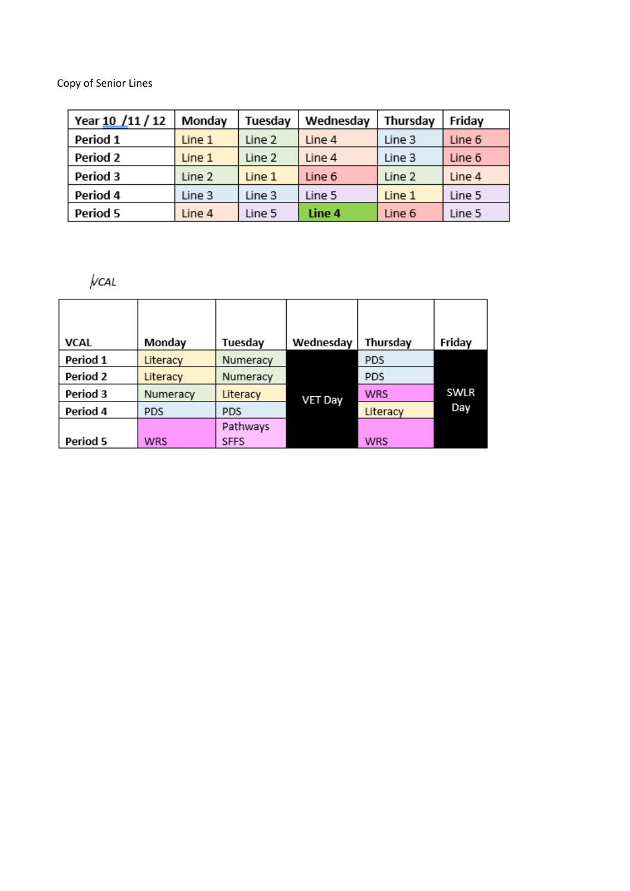Copy of Senior Lines

| Year 10 /11 / 12 | Monday | Tuesday | Wednesday | Thursday | Friday |
|---|---|---|---|---|---|
| **Period 1** | Line 1 | Line 2 | Line 4 | Line 3 | Line 6 |
| **Period 2** | Line 1 | Line 2 | Line 4 | Line 3 | Line 6 |
| **Period 3** | Line 2 | Line 1 | Line 6 | Line 2 | Line 4 |
| **Period 4** | Line 3 | Line 3 | Line 5 | Line 1 | Line 5 |
| **Period 5** | Line 4 | Line 5 | **Line 4** | Line 6 | Line 5 |

VCAL

| VCAL | Monday | Tuesday | Wednesday | Thursday | Friday |
|---|---|---|---|---|---|
| **Period 1** | Literacy | Numeracy | VET Day | PDS | SWLR Day |
| **Period 2** | Literacy | Numeracy | | PDS | |
| **Period 3** | Numeracy | Literacy | | WRS | |
| **Period 4** | PDS | PDS | | Literacy | |
| **Period 5** | WRS | Pathways SFFS | | WRS | |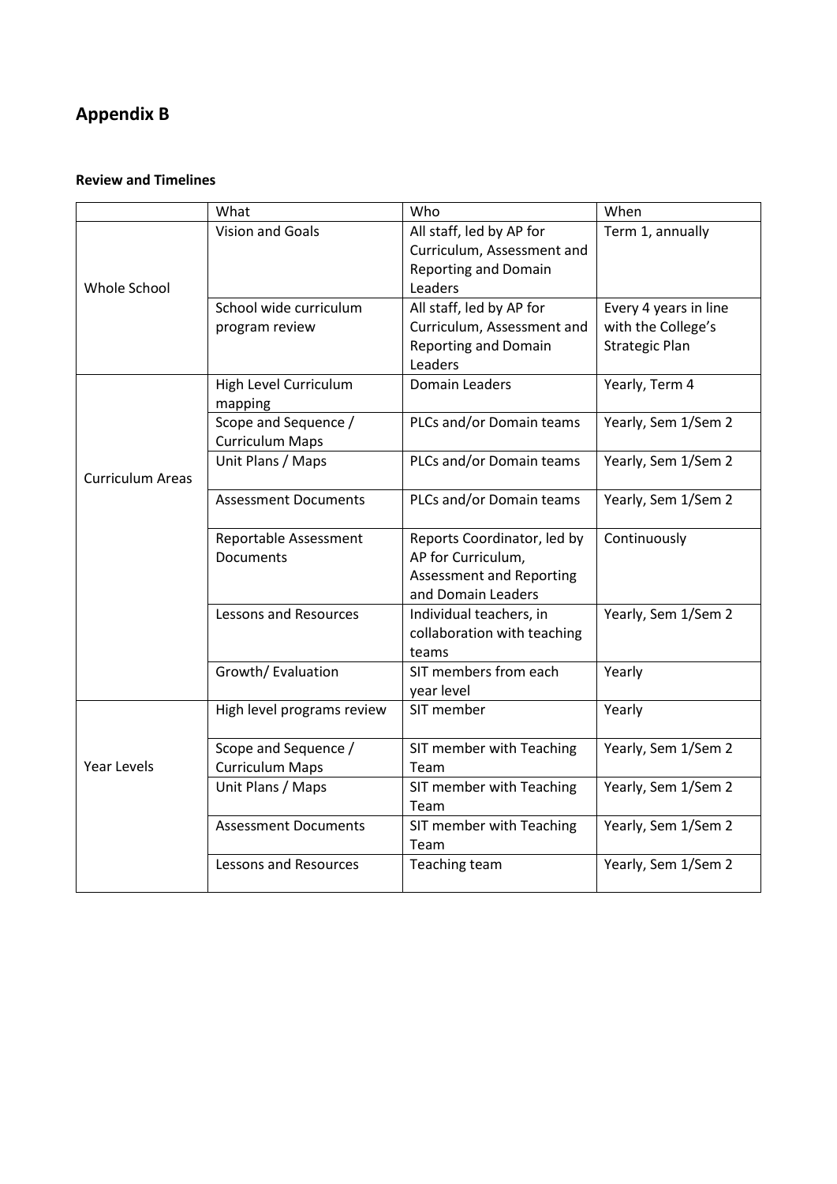# Appendix B

**Review and Timelines**

| | What | Who | When |
|---|---|---|---|
| Whole School | Vision and Goals | All staff, led by AP for Curriculum, Assessment and Reporting and Domain Leaders | Term 1, annually |
| | School wide curriculum program review | All staff, led by AP for Curriculum, Assessment and Reporting and Domain Leaders | Every 4 years in line with the College's Strategic Plan |
| Curriculum Areas | High Level Curriculum mapping | Domain Leaders | Yearly, Term 4 |
| | Scope and Sequence / Curriculum Maps | PLCs and/or Domain teams | Yearly, Sem 1/Sem 2 |
| | Unit Plans / Maps | PLCs and/or Domain teams | Yearly, Sem 1/Sem 2 |
| | Assessment Documents | PLCs and/or Domain teams | Yearly, Sem 1/Sem 2 |
| | Reportable Assessment Documents | Reports Coordinator, led by AP for Curriculum, Assessment and Reporting and Domain Leaders | Continuously |
| | Lessons and Resources | Individual teachers, in collaboration with teaching teams | Yearly, Sem 1/Sem 2 |
| | Growth/ Evaluation | SIT members from each year level | Yearly |
| Year Levels | High level programs review | SIT member | Yearly |
| | Scope and Sequence / Curriculum Maps | SIT member with Teaching Team | Yearly, Sem 1/Sem 2 |
| | Unit Plans / Maps | SIT member with Teaching Team | Yearly, Sem 1/Sem 2 |
| | Assessment Documents | SIT member with Teaching Team | Yearly, Sem 1/Sem 2 |
| | Lessons and Resources | Teaching team | Yearly, Sem 1/Sem 2 |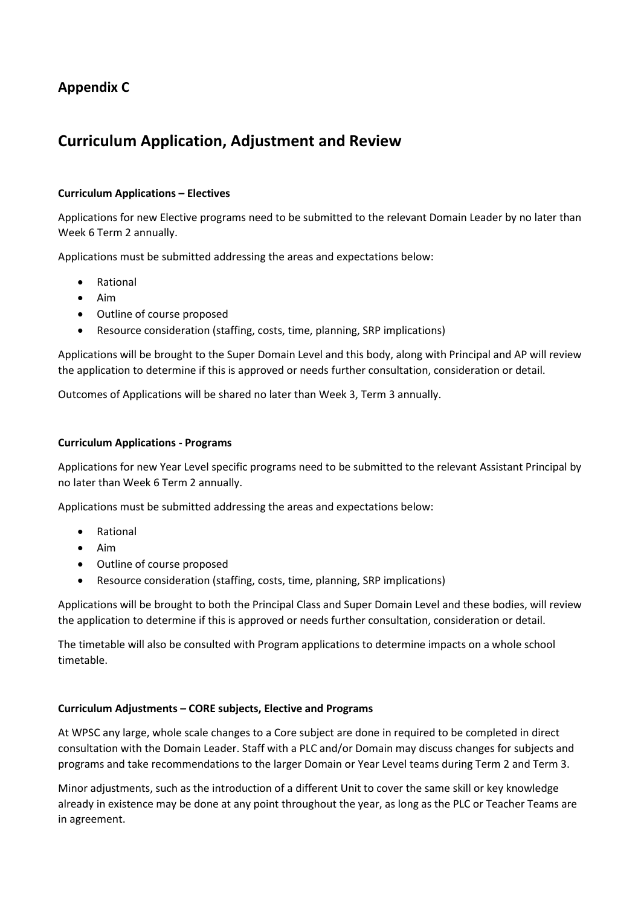## Appendix C

# Curriculum Application, Adjustment and Review

**Curriculum Applications – Electives**

Applications for new Elective programs need to be submitted to the relevant Domain Leader by no later than Week 6 Term 2 annually.

Applications must be submitted addressing the areas and expectations below:

- Rational
- Aim
- Outline of course proposed
- Resource consideration (staffing, costs, time, planning, SRP implications)

Applications will be brought to the Super Domain Level and this body, along with Principal and AP will review the application to determine if this is approved or needs further consultation, consideration or detail.

Outcomes of Applications will be shared no later than Week 3, Term 3 annually.

**Curriculum Applications - Programs**

Applications for new Year Level specific programs need to be submitted to the relevant Assistant Principal by no later than Week 6 Term 2 annually.

Applications must be submitted addressing the areas and expectations below:

- Rational
- Aim
- Outline of course proposed
- Resource consideration (staffing, costs, time, planning, SRP implications)

Applications will be brought to both the Principal Class and Super Domain Level and these bodies, will review the application to determine if this is approved or needs further consultation, consideration or detail.

The timetable will also be consulted with Program applications to determine impacts on a whole school timetable.

**Curriculum Adjustments – CORE subjects, Elective and Programs**

At WPSC any large, whole scale changes to a Core subject are done in required to be completed in direct consultation with the Domain Leader. Staff with a PLC and/or Domain may discuss changes for subjects and programs and take recommendations to the larger Domain or Year Level teams during Term 2 and Term 3.

Minor adjustments, such as the introduction of a different Unit to cover the same skill or key knowledge already in existence may be done at any point throughout the year, as long as the PLC or Teacher Teams are in agreement.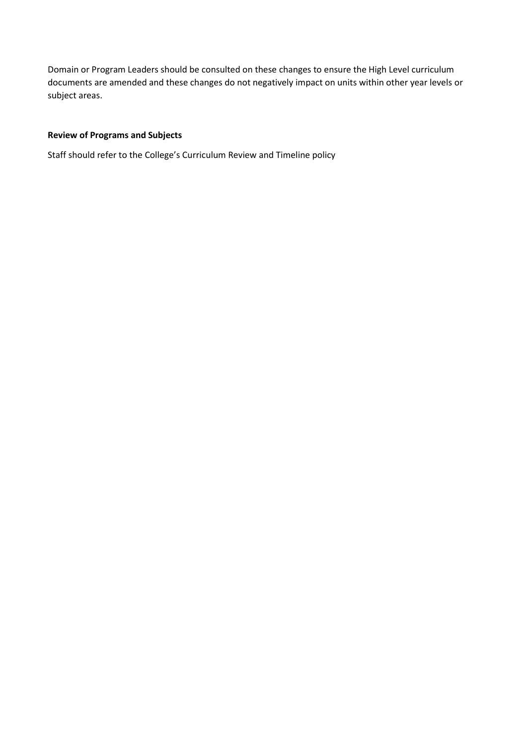Domain or Program Leaders should be consulted on these changes to ensure the High Level curriculum documents are amended and these changes do not negatively impact on units within other year levels or subject areas.

**Review of Programs and Subjects**

Staff should refer to the College's Curriculum Review and Timeline policy